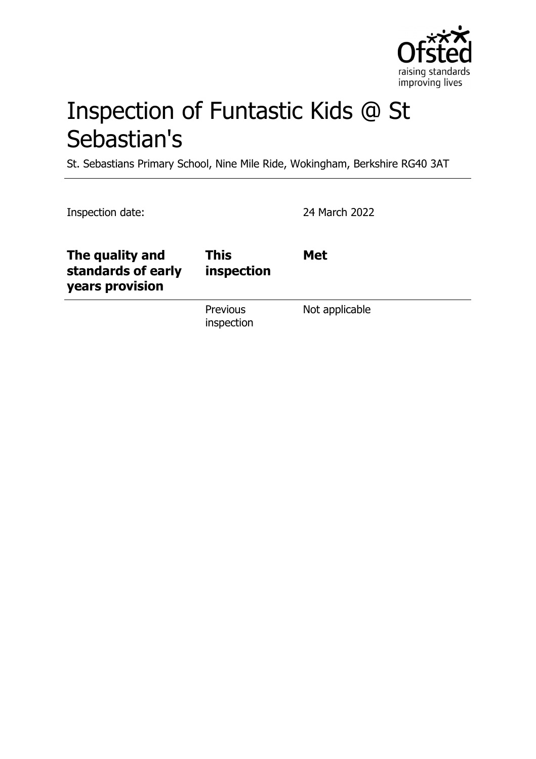# Inspection of Funtastic Kids @ St Sebastian's

St. Sebastians Primary School, Nine Mile Ride, Wokingham, Berkshire RG40 3AT

Inspection date: 24 March 2022

| **The quality and standards of early years provision** | **This inspection** | **Met** |
|---|---|---|
| | Previous inspection | Not applicable |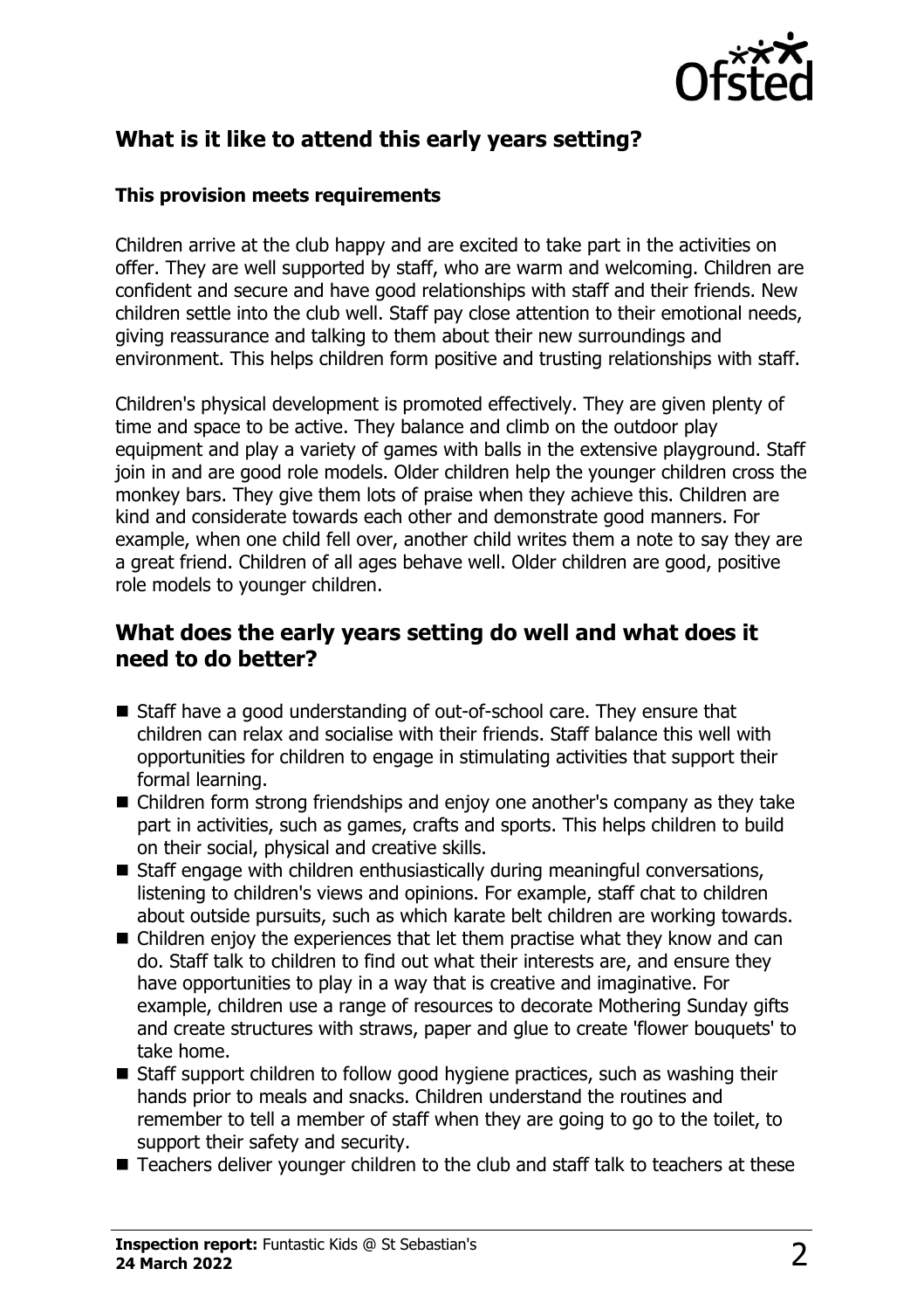## What is it like to attend this early years setting?

### This provision meets requirements

Children arrive at the club happy and are excited to take part in the activities on offer. They are well supported by staff, who are warm and welcoming. Children are confident and secure and have good relationships with staff and their friends. New children settle into the club well. Staff pay close attention to their emotional needs, giving reassurance and talking to them about their new surroundings and environment. This helps children form positive and trusting relationships with staff.

Children's physical development is promoted effectively. They are given plenty of time and space to be active. They balance and climb on the outdoor play equipment and play a variety of games with balls in the extensive playground. Staff join in and are good role models. Older children help the younger children cross the monkey bars. They give them lots of praise when they achieve this. Children are kind and considerate towards each other and demonstrate good manners. For example, when one child fell over, another child writes them a note to say they are a great friend. Children of all ages behave well. Older children are good, positive role models to younger children.

## What does the early years setting do well and what does it need to do better?

- Staff have a good understanding of out-of-school care. They ensure that children can relax and socialise with their friends. Staff balance this well with opportunities for children to engage in stimulating activities that support their formal learning.
- Children form strong friendships and enjoy one another's company as they take part in activities, such as games, crafts and sports. This helps children to build on their social, physical and creative skills.
- Staff engage with children enthusiastically during meaningful conversations, listening to children's views and opinions. For example, staff chat to children about outside pursuits, such as which karate belt children are working towards.
- Children enjoy the experiences that let them practise what they know and can do. Staff talk to children to find out what their interests are, and ensure they have opportunities to play in a way that is creative and imaginative. For example, children use a range of resources to decorate Mothering Sunday gifts and create structures with straws, paper and glue to create 'flower bouquets' to take home.
- Staff support children to follow good hygiene practices, such as washing their hands prior to meals and snacks. Children understand the routines and remember to tell a member of staff when they are going to go to the toilet, to support their safety and security.
- Teachers deliver younger children to the club and staff talk to teachers at these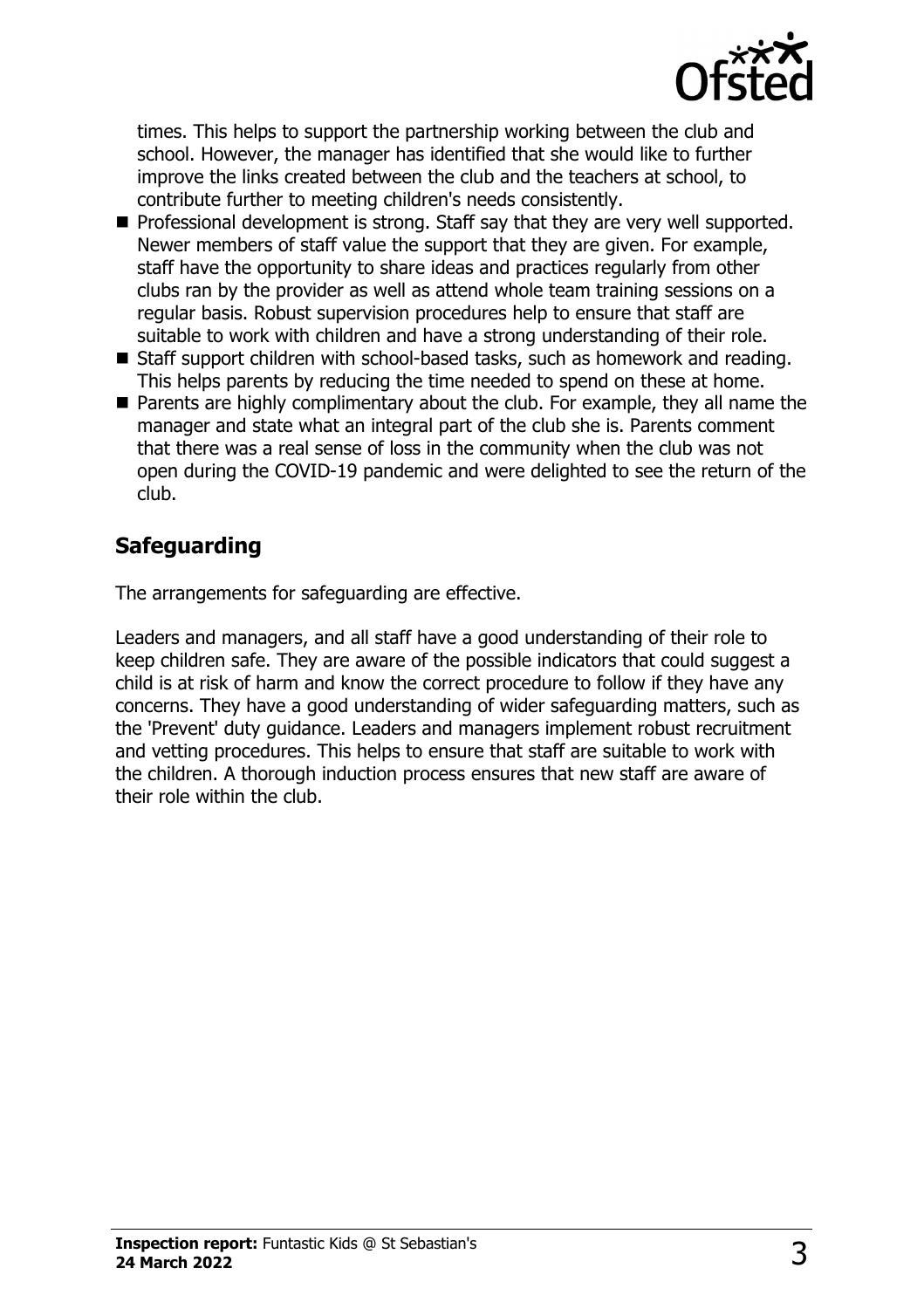times. This helps to support the partnership working between the club and school. However, the manager has identified that she would like to further improve the links created between the club and the teachers at school, to contribute further to meeting children's needs consistently.

- Professional development is strong. Staff say that they are very well supported. Newer members of staff value the support that they are given. For example, staff have the opportunity to share ideas and practices regularly from other clubs ran by the provider as well as attend whole team training sessions on a regular basis. Robust supervision procedures help to ensure that staff are suitable to work with children and have a strong understanding of their role.
- Staff support children with school-based tasks, such as homework and reading. This helps parents by reducing the time needed to spend on these at home.
- Parents are highly complimentary about the club. For example, they all name the manager and state what an integral part of the club she is. Parents comment that there was a real sense of loss in the community when the club was not open during the COVID-19 pandemic and were delighted to see the return of the club.

## Safeguarding

The arrangements for safeguarding are effective.

Leaders and managers, and all staff have a good understanding of their role to keep children safe. They are aware of the possible indicators that could suggest a child is at risk of harm and know the correct procedure to follow if they have any concerns. They have a good understanding of wider safeguarding matters, such as the 'Prevent' duty guidance. Leaders and managers implement robust recruitment and vetting procedures. This helps to ensure that staff are suitable to work with the children. A thorough induction process ensures that new staff are aware of their role within the club.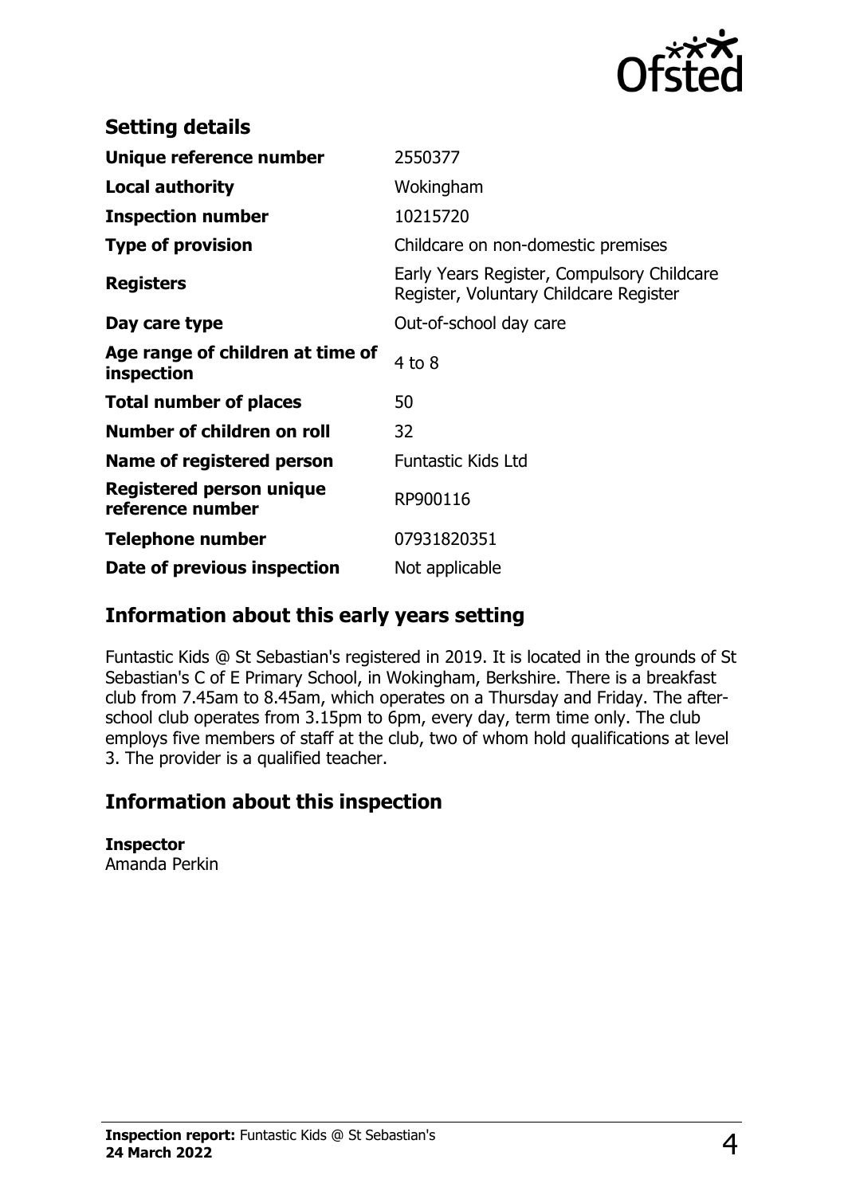## Setting details

| | |
|---|---|
| **Unique reference number** | 2550377 |
| **Local authority** | Wokingham |
| **Inspection number** | 10215720 |
| **Type of provision** | Childcare on non-domestic premises |
| **Registers** | Early Years Register, Compulsory Childcare Register, Voluntary Childcare Register |
| **Day care type** | Out-of-school day care |
| **Age range of children at time of inspection** | 4 to 8 |
| **Total number of places** | 50 |
| **Number of children on roll** | 32 |
| **Name of registered person** | Funtastic Kids Ltd |
| **Registered person unique reference number** | RP900116 |
| **Telephone number** | 07931820351 |
| **Date of previous inspection** | Not applicable |

## Information about this early years setting

Funtastic Kids @ St Sebastian's registered in 2019. It is located in the grounds of St Sebastian's C of E Primary School, in Wokingham, Berkshire. There is a breakfast club from 7.45am to 8.45am, which operates on a Thursday and Friday. The after-school club operates from 3.15pm to 6pm, every day, term time only. The club employs five members of staff at the club, two of whom hold qualifications at level 3. The provider is a qualified teacher.

## Information about this inspection

**Inspector**
Amanda Perkin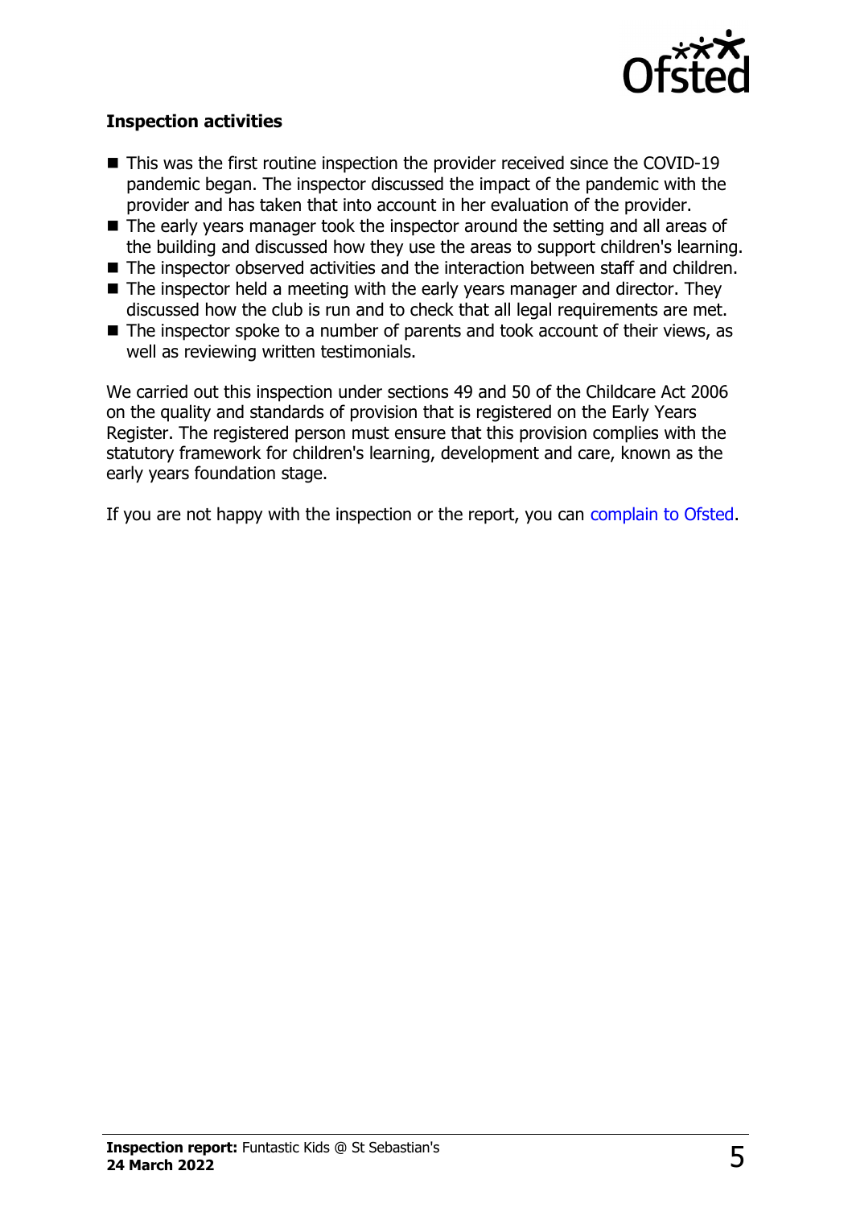### Inspection activities

- This was the first routine inspection the provider received since the COVID-19 pandemic began. The inspector discussed the impact of the pandemic with the provider and has taken that into account in her evaluation of the provider.
- The early years manager took the inspector around the setting and all areas of the building and discussed how they use the areas to support children's learning.
- The inspector observed activities and the interaction between staff and children.
- The inspector held a meeting with the early years manager and director. They discussed how the club is run and to check that all legal requirements are met.
- The inspector spoke to a number of parents and took account of their views, as well as reviewing written testimonials.

We carried out this inspection under sections 49 and 50 of the Childcare Act 2006 on the quality and standards of provision that is registered on the Early Years Register. The registered person must ensure that this provision complies with the statutory framework for children's learning, development and care, known as the early years foundation stage.

If you are not happy with the inspection or the report, you can complain to Ofsted.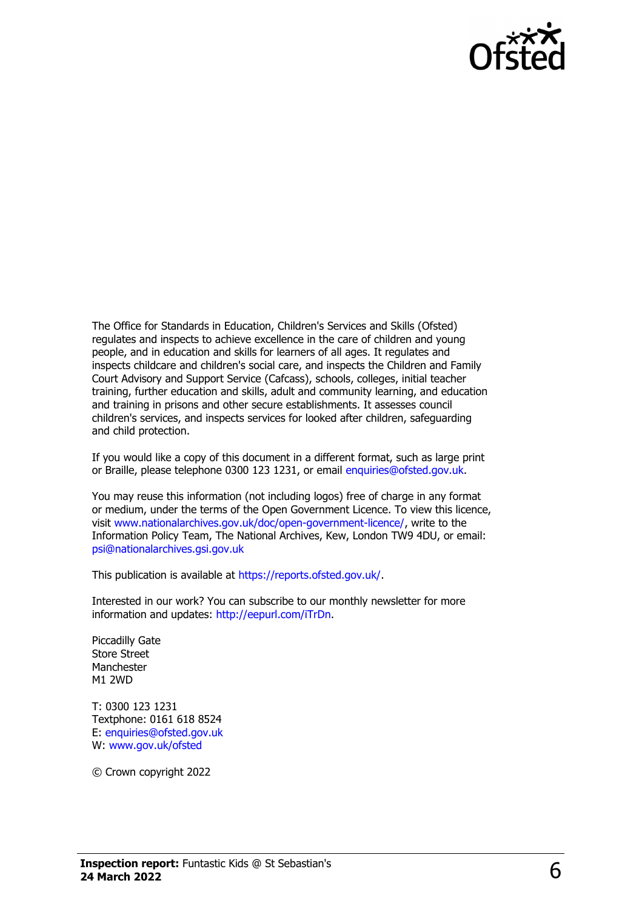The Office for Standards in Education, Children's Services and Skills (Ofsted) regulates and inspects to achieve excellence in the care of children and young people, and in education and skills for learners of all ages. It regulates and inspects childcare and children's social care, and inspects the Children and Family Court Advisory and Support Service (Cafcass), schools, colleges, initial teacher training, further education and skills, adult and community learning, and education and training in prisons and other secure establishments. It assesses council children's services, and inspects services for looked after children, safeguarding and child protection.

If you would like a copy of this document in a different format, such as large print or Braille, please telephone 0300 123 1231, or email enquiries@ofsted.gov.uk.

You may reuse this information (not including logos) free of charge in any format or medium, under the terms of the Open Government Licence. To view this licence, visit www.nationalarchives.gov.uk/doc/open-government-licence/, write to the Information Policy Team, The National Archives, Kew, London TW9 4DU, or email: psi@nationalarchives.gsi.gov.uk

This publication is available at https://reports.ofsted.gov.uk/.

Interested in our work? You can subscribe to our monthly newsletter for more information and updates: http://eepurl.com/iTrDn.

Piccadilly Gate
Store Street
Manchester
M1 2WD

T: 0300 123 1231
Textphone: 0161 618 8524
E: enquiries@ofsted.gov.uk
W: www.gov.uk/ofsted

© Crown copyright 2022